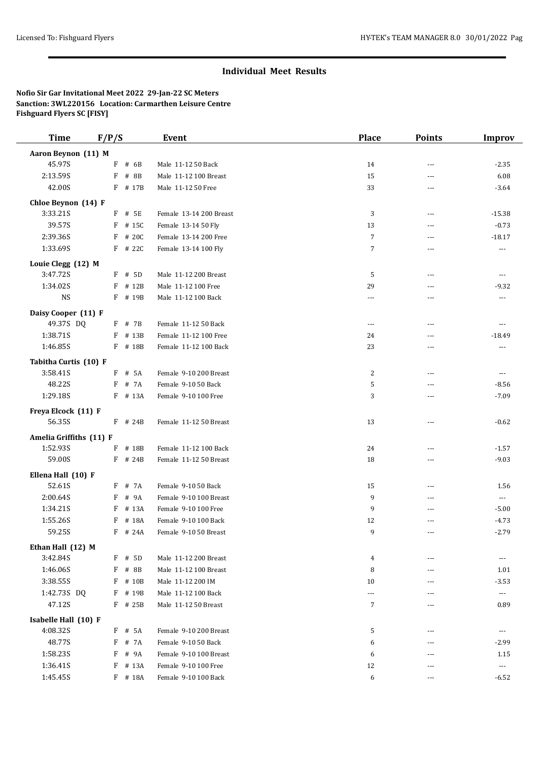## Individual Meet Results

**Nofio Sir Gar Invitational Meet 2022 29-Jan-22 SC Meters**
**Sanction: 3WL220156 Location: Carmarthen Leisure Centre**
**Fishguard Flyers SC [FISY]**

| Time | F/P/S | Event | Place | Points | Improv |
|---|---|---|---|---|---|
| **Aaron Beynon (11) M** | | | | | |
| 45.97S | F # 6B | Male 11-12 50 Back | 14 | --- | -2.35 |
| 2:13.59S | F # 8B | Male 11-12 100 Breast | 15 | --- | 6.08 |
| 42.00S | F # 17B | Male 11-12 50 Free | 33 | --- | -3.64 |
| **Chloe Beynon (14) F** | | | | | |
| 3:33.21S | F # 5E | Female 13-14 200 Breast | 3 | --- | -15.38 |
| 39.57S | F # 15C | Female 13-14 50 Fly | 13 | --- | -0.73 |
| 2:39.36S | F # 20C | Female 13-14 200 Free | 7 | --- | -18.17 |
| 1:33.69S | F # 22C | Female 13-14 100 Fly | 7 | --- | --- |
| **Louie Clegg (12) M** | | | | | |
| 3:47.72S | F # 5D | Male 11-12 200 Breast | 5 | --- | --- |
| 1:34.02S | F # 12B | Male 11-12 100 Free | 29 | --- | -9.32 |
| NS | F # 19B | Male 11-12 100 Back | --- | --- | --- |
| **Daisy Cooper (11) F** | | | | | |
| 49.37S DQ | F # 7B | Female 11-12 50 Back | --- | --- | --- |
| 1:38.71S | F # 13B | Female 11-12 100 Free | 24 | --- | -18.49 |
| 1:46.85S | F # 18B | Female 11-12 100 Back | 23 | --- | --- |
| **Tabitha Curtis (10) F** | | | | | |
| 3:58.41S | F # 5A | Female 9-10 200 Breast | 2 | --- | --- |
| 48.22S | F # 7A | Female 9-10 50 Back | 5 | --- | -8.56 |
| 1:29.18S | F # 13A | Female 9-10 100 Free | 3 | --- | -7.09 |
| **Freya Elcock (11) F** | | | | | |
| 56.35S | F # 24B | Female 11-12 50 Breast | 13 | --- | -0.62 |
| **Amelia Griffiths (11) F** | | | | | |
| 1:52.93S | F # 18B | Female 11-12 100 Back | 24 | --- | -1.57 |
| 59.00S | F # 24B | Female 11-12 50 Breast | 18 | --- | -9.03 |
| **Ellena Hall (10) F** | | | | | |
| 52.61S | F # 7A | Female 9-10 50 Back | 15 | --- | 1.56 |
| 2:00.64S | F # 9A | Female 9-10 100 Breast | 9 | --- | --- |
| 1:34.21S | F # 13A | Female 9-10 100 Free | 9 | --- | -5.00 |
| 1:55.26S | F # 18A | Female 9-10 100 Back | 12 | --- | -4.73 |
| 59.25S | F # 24A | Female 9-10 50 Breast | 9 | --- | -2.79 |
| **Ethan Hall (12) M** | | | | | |
| 3:42.84S | F # 5D | Male 11-12 200 Breast | 4 | --- | --- |
| 1:46.06S | F # 8B | Male 11-12 100 Breast | 8 | --- | 1.01 |
| 3:38.55S | F # 10B | Male 11-12 200 IM | 10 | --- | -3.53 |
| 1:42.73S DQ | F # 19B | Male 11-12 100 Back | --- | --- | --- |
| 47.12S | F # 25B | Male 11-12 50 Breast | 7 | --- | 0.89 |
| **Isabelle Hall (10) F** | | | | | |
| 4:08.32S | F # 5A | Female 9-10 200 Breast | 5 | --- | --- |
| 48.77S | F # 7A | Female 9-10 50 Back | 6 | --- | -2.99 |
| 1:58.23S | F # 9A | Female 9-10 100 Breast | 6 | --- | 1.15 |
| 1:36.41S | F # 13A | Female 9-10 100 Free | 12 | --- | --- |
| 1:45.45S | F # 18A | Female 9-10 100 Back | 6 | --- | -6.52 |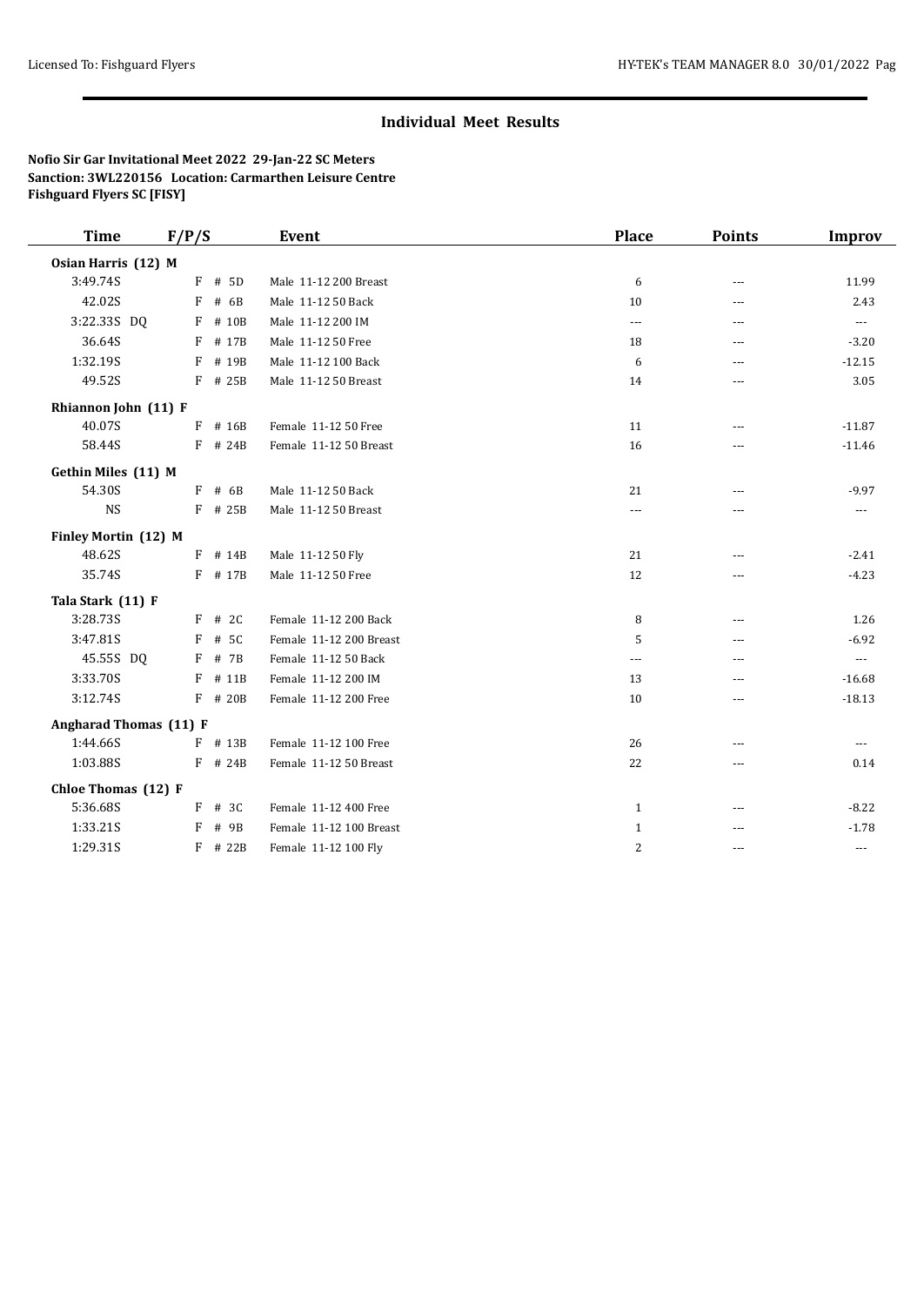## Individual Meet Results

**Nofio Sir Gar Invitational Meet 2022 29-Jan-22 SC Meters**
**Sanction: 3WL220156 Location: Carmarthen Leisure Centre**
**Fishguard Flyers SC [FISY]**

| Time | F/P/S | Event | Place | Points | Improv |
|---|---|---|---|---|---|
| **Osian Harris (12) M** | | | | | |
| 3:49.74S | F # 5D | Male 11-12 200 Breast | 6 | --- | 11.99 |
| 42.02S | F # 6B | Male 11-12 50 Back | 10 | --- | 2.43 |
| 3:22.33S DQ | F # 10B | Male 11-12 200 IM | --- | --- | --- |
| 36.64S | F # 17B | Male 11-12 50 Free | 18 | --- | -3.20 |
| 1:32.19S | F # 19B | Male 11-12 100 Back | 6 | --- | -12.15 |
| 49.52S | F # 25B | Male 11-12 50 Breast | 14 | --- | 3.05 |
| **Rhiannon John (11) F** | | | | | |
| 40.07S | F # 16B | Female 11-12 50 Free | 11 | --- | -11.87 |
| 58.44S | F # 24B | Female 11-12 50 Breast | 16 | --- | -11.46 |
| **Gethin Miles (11) M** | | | | | |
| 54.30S | F # 6B | Male 11-12 50 Back | 21 | --- | -9.97 |
| NS | F # 25B | Male 11-12 50 Breast | --- | --- | --- |
| **Finley Mortin (12) M** | | | | | |
| 48.62S | F # 14B | Male 11-12 50 Fly | 21 | --- | -2.41 |
| 35.74S | F # 17B | Male 11-12 50 Free | 12 | --- | -4.23 |
| **Tala Stark (11) F** | | | | | |
| 3:28.73S | F # 2C | Female 11-12 200 Back | 8 | --- | 1.26 |
| 3:47.81S | F # 5C | Female 11-12 200 Breast | 5 | --- | -6.92 |
| 45.55S DQ | F # 7B | Female 11-12 50 Back | --- | --- | --- |
| 3:33.70S | F # 11B | Female 11-12 200 IM | 13 | --- | -16.68 |
| 3:12.74S | F # 20B | Female 11-12 200 Free | 10 | --- | -18.13 |
| **Angharad Thomas (11) F** | | | | | |
| 1:44.66S | F # 13B | Female 11-12 100 Free | 26 | --- | --- |
| 1:03.88S | F # 24B | Female 11-12 50 Breast | 22 | --- | 0.14 |
| **Chloe Thomas (12) F** | | | | | |
| 5:36.68S | F # 3C | Female 11-12 400 Free | 1 | --- | -8.22 |
| 1:33.21S | F # 9B | Female 11-12 100 Breast | 1 | --- | -1.78 |
| 1:29.31S | F # 22B | Female 11-12 100 Fly | 2 | --- | --- |